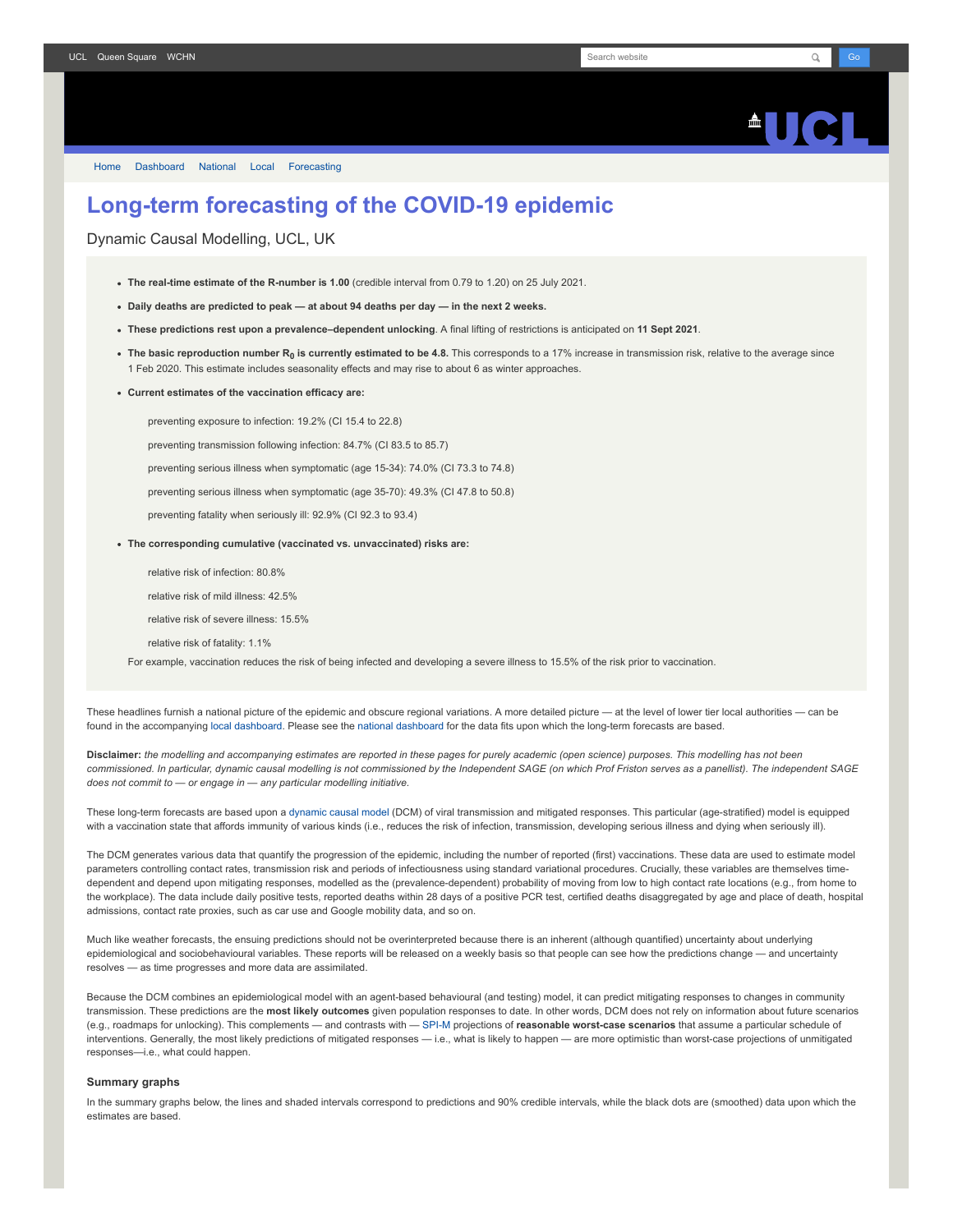UCL Queen Square WCHN

Home Dashboard National Local Forecasting

# Long-term forecasting of the COVID-19 epidemic

Dynamic Causal Modelling, UCL, UK

- **The real-time estimate of the R-number is 1.00** (credible interval from 0.79 to 1.20) on 25 July 2021.
- **Daily deaths are predicted to peak — at about 94 deaths per day — in the next 2 weeks.**
- **These predictions rest upon a prevalence–dependent unlocking**. A final lifting of restrictions is anticipated on **11 Sept 2021**.
- **The basic reproduction number $R_0$ is currently estimated to be 4.8.** This corresponds to a 17% increase in transmission risk, relative to the average since 1 Feb 2020. This estimate includes seasonality effects and may rise to about 6 as winter approaches.
- **Current estimates of the vaccination efficacy are:**

  preventing exposure to infection: 19.2% (CI 15.4 to 22.8)

  preventing transmission following infection: 84.7% (CI 83.5 to 85.7)

  preventing serious illness when symptomatic (age 15-34): 74.0% (CI 73.3 to 74.8)

  preventing serious illness when symptomatic (age 35-70): 49.3% (CI 47.8 to 50.8)

  preventing fatality when seriously ill: 92.9% (CI 92.3 to 93.4)

- **The corresponding cumulative (vaccinated vs. unvaccinated) risks are:**

  relative risk of infection: 80.8%

  relative risk of mild illness: 42.5%

  relative risk of severe illness: 15.5%

  relative risk of fatality: 1.1%

  For example, vaccination reduces the risk of being infected and developing a severe illness to 15.5% of the risk prior to vaccination.

These headlines furnish a national picture of the epidemic and obscure regional variations. A more detailed picture — at the level of lower tier local authorities — can be found in the accompanying local dashboard. Please see the national dashboard for the data fits upon which the long-term forecasts are based.

**Disclaimer:** *the modelling and accompanying estimates are reported in these pages for purely academic (open science) purposes. This modelling has not been commissioned. In particular, dynamic causal modelling is not commissioned by the Independent SAGE (on which Prof Friston serves as a panellist). The independent SAGE does not commit to — or engage in — any particular modelling initiative.*

These long-term forecasts are based upon a dynamic causal model (DCM) of viral transmission and mitigated responses. This particular (age-stratified) model is equipped with a vaccination state that affords immunity of various kinds (i.e., reduces the risk of infection, transmission, developing serious illness and dying when seriously ill).

The DCM generates various data that quantify the progression of the epidemic, including the number of reported (first) vaccinations. These data are used to estimate model parameters controlling contact rates, transmission risk and periods of infectiousness using standard variational procedures. Crucially, these variables are themselves time-dependent and depend upon mitigating responses, modelled as the (prevalence-dependent) probability of moving from low to high contact rate locations (e.g., from home to the workplace). The data include daily positive tests, reported deaths within 28 days of a positive PCR test, certified deaths disaggregated by age and place of death, hospital admissions, contact rate proxies, such as car use and Google mobility data, and so on.

Much like weather forecasts, the ensuing predictions should not be overinterpreted because there is an inherent (although quantified) uncertainty about underlying epidemiological and sociobehavioural variables. These reports will be released on a weekly basis so that people can see how the predictions change — and uncertainty resolves — as time progresses and more data are assimilated.

Because the DCM combines an epidemiological model with an agent-based behavioural (and testing) model, it can predict mitigating responses to changes in community transmission. These predictions are the **most likely outcomes** given population responses to date. In other words, DCM does not rely on information about future scenarios (e.g., roadmaps for unlocking). This complements — and contrasts with — SPI-M projections of **reasonable worst-case scenarios** that assume a particular schedule of interventions. Generally, the most likely predictions of mitigated responses — i.e., what is likely to happen — are more optimistic than worst-case projections of unmitigated responses—i.e., what could happen.

### Summary graphs

In the summary graphs below, the lines and shaded intervals correspond to predictions and 90% credible intervals, while the black dots are (smoothed) data upon which the estimates are based.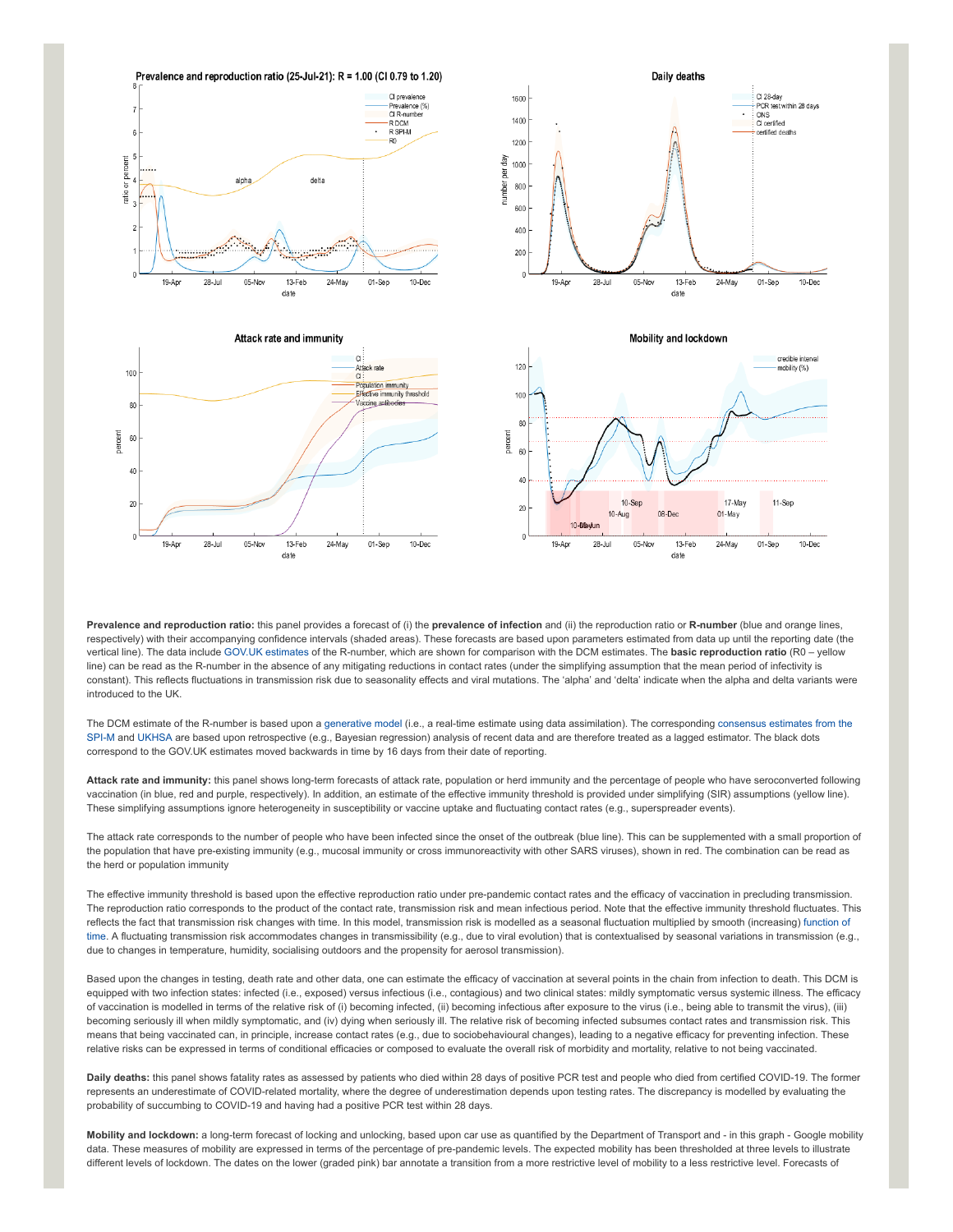**Prevalence and reproduction ratio:** this panel provides a forecast of (i) the **prevalence of infection** and (ii) the reproduction ratio or **R-number** (blue and orange lines, respectively) with their accompanying confidence intervals (shaded areas). These forecasts are based upon parameters estimated from data up until the reporting date (the vertical line). The data include GOV.UK estimates of the R-number, which are shown for comparison with the DCM estimates. The **basic reproduction ratio** (R0 – yellow line) can be read as the R-number in the absence of any mitigating reductions in contact rates (under the simplifying assumption that the mean period of infectivity is constant). This reflects fluctuations in transmission risk due to seasonality effects and viral mutations. The 'alpha' and 'delta' indicate when the alpha and delta variants were introduced to the UK.

The DCM estimate of the R-number is based upon a generative model (i.e., a real-time estimate using data assimilation). The corresponding consensus estimates from the SPI-M and UKHSA are based upon retrospective (e.g., Bayesian regression) analysis of recent data and are therefore treated as a lagged estimator. The black dots correspond to the GOV.UK estimates moved backwards in time by 16 days from their date of reporting.

**Attack rate and immunity:** this panel shows long-term forecasts of attack rate, population or herd immunity and the percentage of people who have seroconverted following vaccination (in blue, red and purple, respectively). In addition, an estimate of the effective immunity threshold is provided under simplifying (SIR) assumptions (yellow line). These simplifying assumptions ignore heterogeneity in susceptibility or vaccine uptake and fluctuating contact rates (e.g., superspreader events).

The attack rate corresponds to the number of people who have been infected since the onset of the outbreak (blue line). This can be supplemented with a small proportion of the population that have pre-existing immunity (e.g., mucosal immunity or cross immunoreactivity with other SARS viruses), shown in red. The combination can be read as the herd or population immunity

The effective immunity threshold is based upon the effective reproduction ratio under pre-pandemic contact rates and the efficacy of vaccination in precluding transmission. The reproduction ratio corresponds to the product of the contact rate, transmission risk and mean infectious period. Note that the effective immunity threshold fluctuates. This reflects the fact that transmission risk changes with time. In this model, transmission risk is modelled as a seasonal fluctuation multiplied by smooth (increasing) function of time. A fluctuating transmission risk accommodates changes in transmissibility (e.g., due to viral evolution) that is contextualised by seasonal variations in transmission (e.g., due to changes in temperature, humidity, socialising outdoors and the propensity for aerosol transmission).

Based upon the changes in testing, death rate and other data, one can estimate the efficacy of vaccination at several points in the chain from infection to death. This DCM is equipped with two infection states: infected (i.e., exposed) versus infectious (i.e., contagious) and two clinical states: mildly symptomatic versus systemic illness. The efficacy of vaccination is modelled in terms of the relative risk of (i) becoming infected, (ii) becoming infectious after exposure to the virus (i.e., being able to transmit the virus), (iii) becoming seriously ill when mildly symptomatic, and (iv) dying when seriously ill. The relative risk of becoming infected subsumes contact rates and transmission risk. This means that being vaccinated can, in principle, increase contact rates (e.g., due to sociobehavioural changes), leading to a negative efficacy for preventing infection. These relative risks can be expressed in terms of conditional efficacies or composed to evaluate the overall risk of morbidity and mortality, relative to not being vaccinated.

**Daily deaths:** this panel shows fatality rates as assessed by patients who died within 28 days of positive PCR test and people who died from certified COVID-19. The former represents an underestimate of COVID-related mortality, where the degree of underestimation depends upon testing rates. The discrepancy is modelled by evaluating the probability of succumbing to COVID-19 and having had a positive PCR test within 28 days.

**Mobility and lockdown:** a long-term forecast of locking and unlocking, based upon car use as quantified by the Department of Transport and - in this graph - Google mobility data. These measures of mobility are expressed in terms of the percentage of pre-pandemic levels. The expected mobility has been thresholded at three levels to illustrate different levels of lockdown. The dates on the lower (graded pink) bar annotate a transition from a more restrictive level of mobility to a less restrictive level. Forecasts of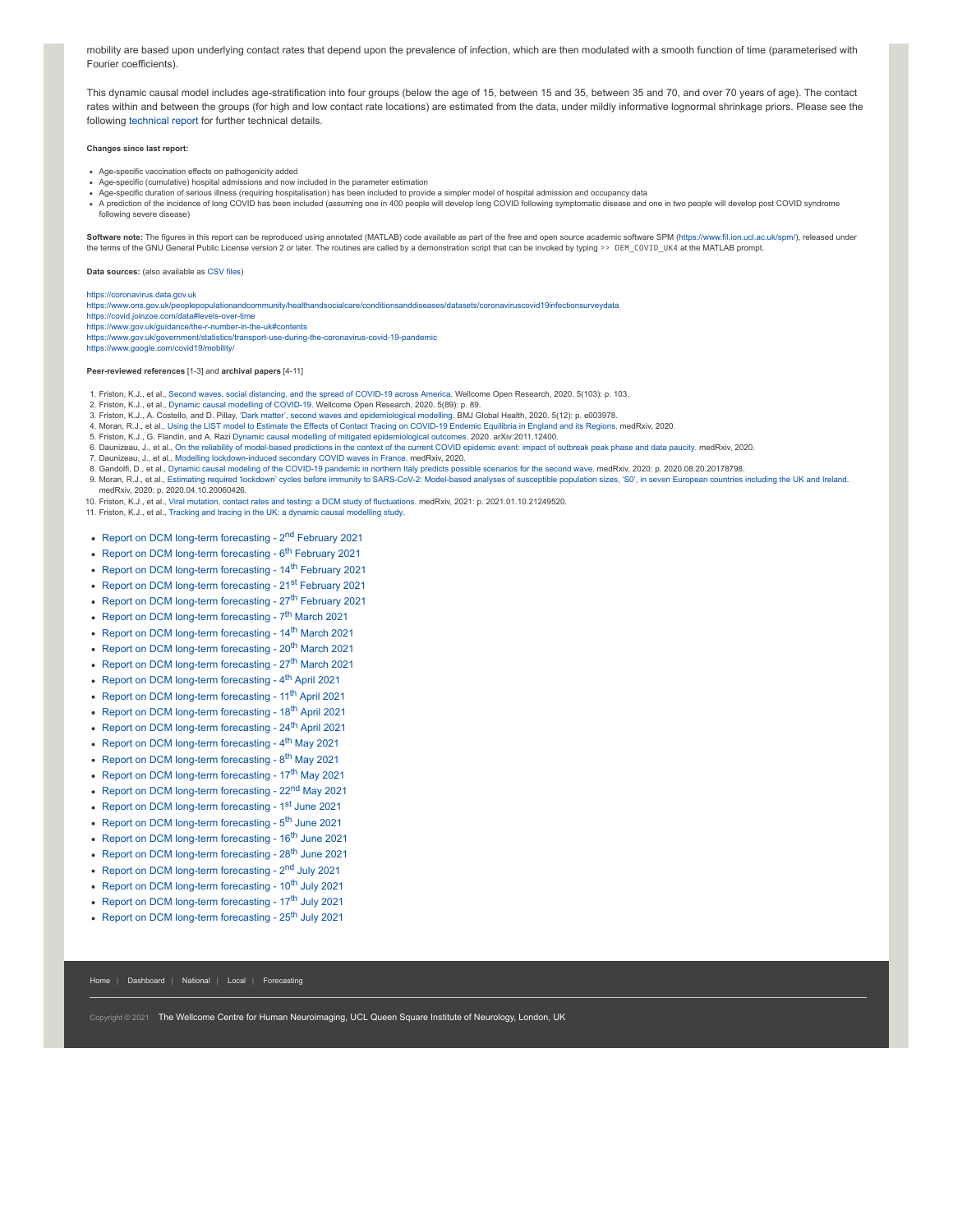mobility are based upon underlying contact rates that depend upon the prevalence of infection, which are then modulated with a smooth function of time (parameterised with Fourier coefficients).

This dynamic causal model includes age-stratification into four groups (below the age of 15, between 15 and 35, between 35 and 70, and over 70 years of age). The contact rates within and between the groups (for high and low contact rate locations) are estimated from the data, under mildly informative lognormal shrinkage priors. Please see the following technical report for further technical details.

**Changes since last report:**

- Age-specific vaccination effects on pathogenicity added
- Age-specific (cumulative) hospital admissions and now included in the parameter estimation
- Age-specific duration of serious illness (requiring hospitalisation) has been included to provide a simpler model of hospital admission and occupancy data
- A prediction of the incidence of long COVID has been included (assuming one in 400 people will develop long COVID following symptomatic disease and one in two people will develop post COVID syndrome following severe disease)

**Software note:** The figures in this report can be reproduced using annotated (MATLAB) code available as part of the free and open source academic software SPM (https://www.fil.ion.ucl.ac.uk/spm/), released under the terms of the GNU General Public License version 2 or later. The routines are called by a demonstration script that can be invoked by typing `>> DEM_COVID_UK4` at the MATLAB prompt.

**Data sources:** (also available as CSV files)

https://coronavirus.data.gov.uk
https://www.ons.gov.uk/peoplepopulationandcommunity/healthandsocialcare/conditionsanddiseases/datasets/coronaviruscovid19infectionsurveydata
https://covid.joinzoe.com/data#levels-over-time
https://www.gov.uk/guidance/the-r-number-in-the-uk#contents
https://www.gov.uk/government/statistics/transport-use-during-the-coronavirus-covid-19-pandemic
https://www.google.com/covid19/mobility/

**Peer-reviewed references** [1-3] and **archival papers** [4-11]

1. Friston, K.J., et al., Second waves, social distancing, and the spread of COVID-19 across America. Wellcome Open Research, 2020. 5(103): p. 103.
2. Friston, K.J., et al., Dynamic causal modelling of COVID-19. Wellcome Open Research, 2020. 5(89): p. 89.
3. Friston, K.J., A. Costello, and D. Pillay, 'Dark matter', second waves and epidemiological modelling. BMJ Global Health, 2020. 5(12): p. e003978.
4. Moran, R.J., et al., Using the LIST model to Estimate the Effects of Contact Tracing on COVID-19 Endemic Equilibria in England and its Regions. medRxiv, 2020.
5. Friston, K.J., G. Flandin, and A. Razi Dynamic causal modelling of mitigated epidemiological outcomes. 2020. arXiv:2011.12400.
6. Daunizeau, J., et al., On the reliability of model-based predictions in the context of the current COVID epidemic event: impact of outbreak peak phase and data paucity. medRxiv, 2020.
7. Daunizeau, J., et al., Modelling lockdown-induced secondary COVID waves in France. medRxiv, 2020.
8. Gandolfi, D., et al., Dynamic causal modeling of the COVID-19 pandemic in northern Italy predicts possible scenarios for the second wave. medRxiv, 2020: p. 2020.08.20.20178798.
9. Moran, R.J., et al., Estimating required 'lockdown' cycles before immunity to SARS-CoV-2: Model-based analyses of susceptible population sizes, 'S0', in seven European countries including the UK and Ireland. medRxiv, 2020: p. 2020.04.10.20060426.
10. Friston, K.J., et al., Viral mutation, contact rates and testing: a DCM study of fluctuations. medRxiv, 2021: p. 2021.01.10.21249520.
11. Friston, K.J., et al., Tracking and tracing in the UK: a dynamic causal modelling study.

- Report on DCM long-term forecasting - 2nd February 2021
- Report on DCM long-term forecasting - 6th February 2021
- Report on DCM long-term forecasting - 14th February 2021
- Report on DCM long-term forecasting - 21st February 2021
- Report on DCM long-term forecasting - 27th February 2021
- Report on DCM long-term forecasting - 7th March 2021
- Report on DCM long-term forecasting - 14th March 2021
- Report on DCM long-term forecasting - 20th March 2021
- Report on DCM long-term forecasting - 27th March 2021
- Report on DCM long-term forecasting - 4th April 2021
- Report on DCM long-term forecasting - 11th April 2021
- Report on DCM long-term forecasting - 18th April 2021
- Report on DCM long-term forecasting - 24th April 2021
- Report on DCM long-term forecasting - 4th May 2021
- Report on DCM long-term forecasting - 8th May 2021
- Report on DCM long-term forecasting - 17th May 2021
- Report on DCM long-term forecasting - 22nd May 2021
- Report on DCM long-term forecasting - 1st June 2021
- Report on DCM long-term forecasting - 5th June 2021
- Report on DCM long-term forecasting - 16th June 2021
- Report on DCM long-term forecasting - 28th June 2021
- Report on DCM long-term forecasting - 2nd July 2021
- Report on DCM long-term forecasting - 10th July 2021
- Report on DCM long-term forecasting - 17th July 2021
- Report on DCM long-term forecasting - 25th July 2021

Home | Dashboard | National | Local | Forecasting

Copyright © 2021 The Wellcome Centre for Human Neuroimaging, UCL Queen Square Institute of Neurology, London, UK